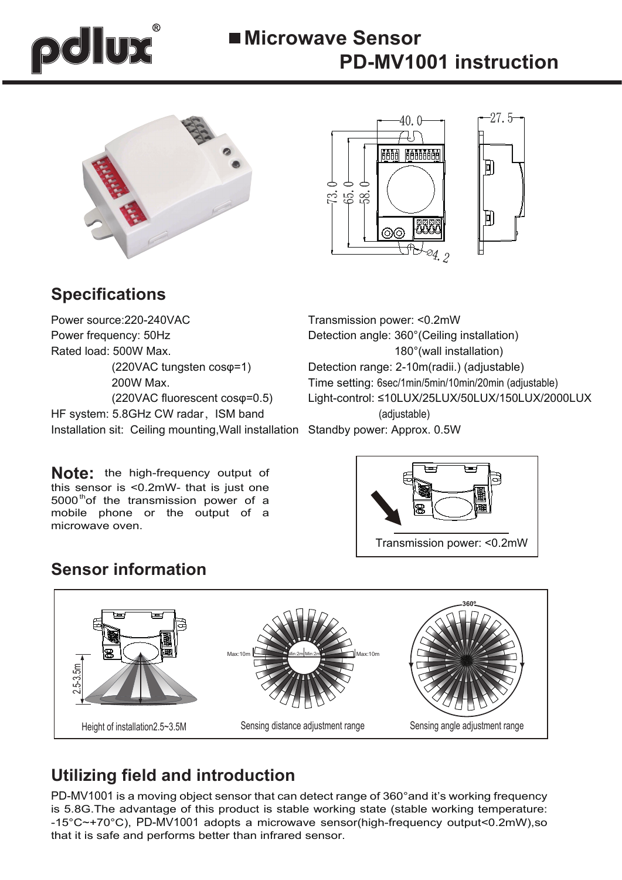# Microwave Sensor PD-MV1001 instruction

## Specifications

Power source:220-240VAC
Power frequency: 50Hz
Rated load: 500W Max.
(220VAC tungsten cosφ=1)
200W Max.
(220VAC fluorescent cosφ=0.5)
HF system: 5.8GHz CW radar, ISM band
Installation sit: Ceiling mounting,Wall installation

Transmission power: <0.2mW
Detection angle: 360°(Ceiling installation)
180°(wall installation)
Detection range: 2-10m(radii.) (adjustable)
Time setting: 6sec/1min/5min/10min/20min (adjustable)
Light-control: ≤10LUX/25LUX/50LUX/150LUX/2000LUX (adjustable)
Standby power: Approx. 0.5W

**Note:** the high-frequency output of this sensor is <0.2mW- that is just one 5000th of the transmission power of a mobile phone or the output of a microwave oven.

Transmission power: <0.2mW

## Sensor information

Height of installation2.5~3.5M

Sensing distance adjustment range

Sensing angle adjustment range

## Utilizing field and introduction

PD-MV1001 is a moving object sensor that can detect range of 360°and it's working frequency is 5.8G.The advantage of this product is stable working state (stable working temperature: -15°C~+70°C), PD-MV1001 adopts a microwave sensor(high-frequency output<0.2mW),so that it is safe and performs better than infrared sensor.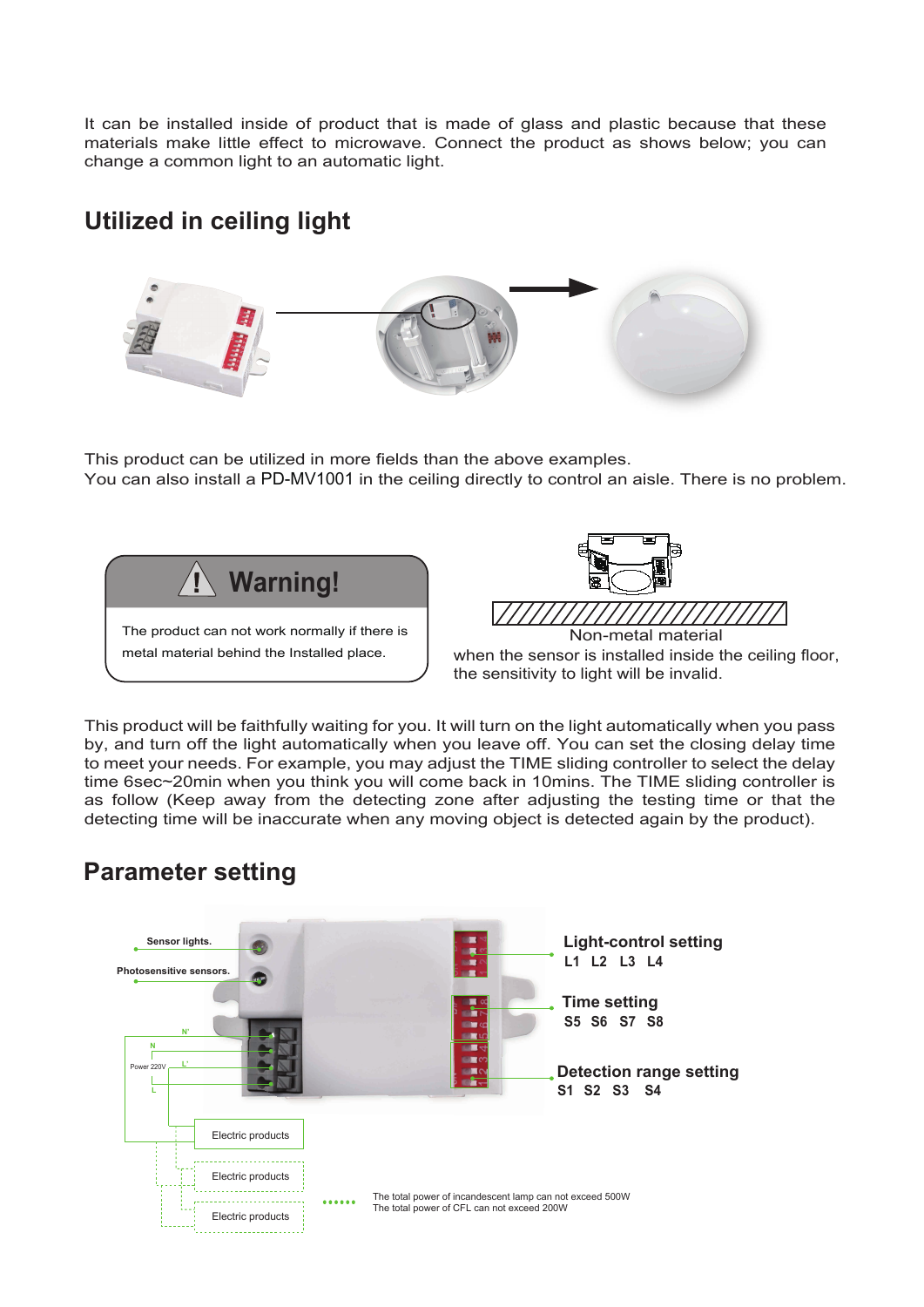It can be installed inside of product that is made of glass and plastic because that these materials make little effect to microwave. Connect the product as shows below; you can change a common light to an automatic light.

## Utilized in ceiling light

This product can be utilized in more fields than the above examples.
You can also install a PD-MV1001 in the ceiling directly to control an aisle. There is no problem.

**Warning!**

The product can not work normally if there is metal material behind the Installed place.

Non-metal material

when the sensor is installed inside the ceiling floor, the sensitivity to light will be invalid.

This product will be faithfully waiting for you. It will turn on the light automatically when you pass by, and turn off the light automatically when you leave off. You can set the closing delay time to meet your needs. For example, you may adjust the TIME sliding controller to select the delay time 6sec~20min when you think you will come back in 10mins. The TIME sliding controller is as follow (Keep away from the detecting zone after adjusting the testing time or that the detecting time will be inaccurate when any moving object is detected again by the product).

## Parameter setting

Sensor lights.

Photosensitive sensors.

N'

N

Power 220V

L'

L

Electric products

Electric products

Electric products

**Light-control setting**
**L1 L2 L3 L4**

**Time setting**
**S5 S6 S7 S8**

**Detection range setting**
**S1 S2 S3 S4**

The total power of incandescent lamp can not exceed 500W
The total power of CFL can not exceed 200W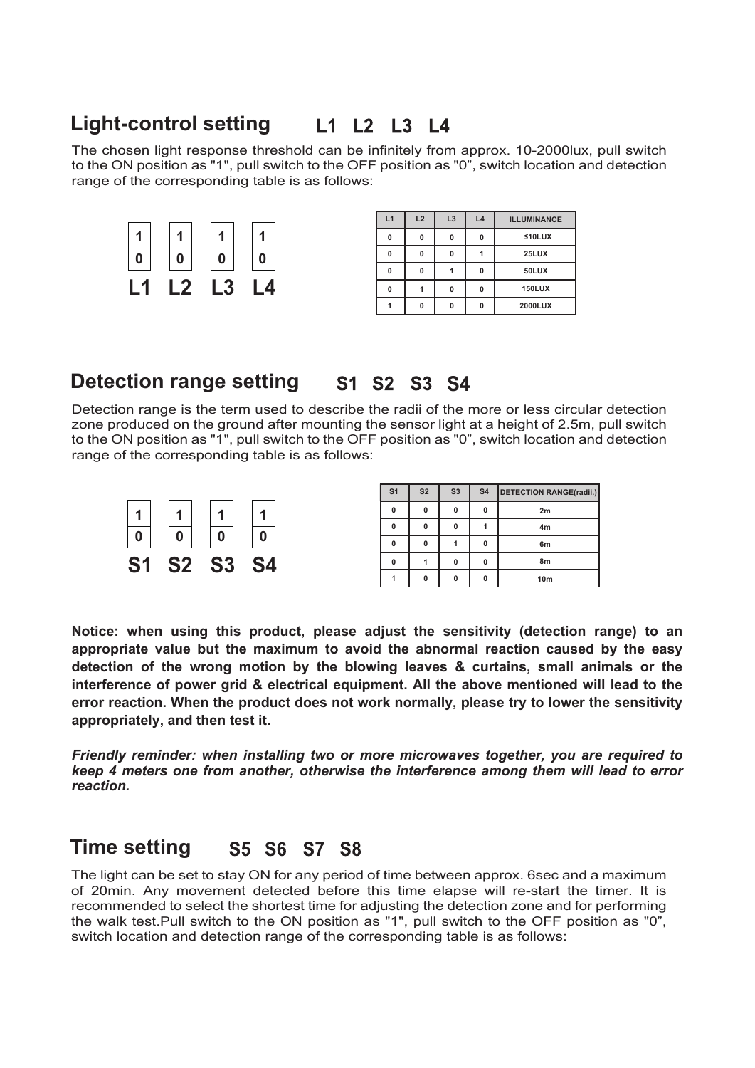## Light-control setting L1 L2 L3 L4

The chosen light response threshold can be infinitely from approx. 10-2000lux, pull switch to the ON position as "1", pull switch to the OFF position as "0", switch location and detection range of the corresponding table is as follows:

| L1 | L2 | L3 | L4 |
|---|---|---|---|
| 1 | 1 | 1 | 1 |
| 0 | 0 | 0 | 0 |

| L1 | L2 | L3 | L4 | ILLUMINANCE |
|---|---|---|---|---|
| 0 | 0 | 0 | 0 | ≤10LUX |
| 0 | 0 | 0 | 1 | 25LUX |
| 0 | 0 | 1 | 0 | 50LUX |
| 0 | 1 | 0 | 0 | 150LUX |
| 1 | 0 | 0 | 0 | 2000LUX |

## Detection range setting S1 S2 S3 S4

Detection range is the term used to describe the radii of the more or less circular detection zone produced on the ground after mounting the sensor light at a height of 2.5m, pull switch to the ON position as "1", pull switch to the OFF position as "0", switch location and detection range of the corresponding table is as follows:

| S1 | S2 | S3 | S4 |
|---|---|---|---|
| 1 | 1 | 1 | 1 |
| 0 | 0 | 0 | 0 |

| S1 | S2 | S3 | S4 | DETECTION RANGE(radii.) |
|---|---|---|---|---|
| 0 | 0 | 0 | 0 | 2m |
| 0 | 0 | 0 | 1 | 4m |
| 0 | 0 | 1 | 0 | 6m |
| 0 | 1 | 0 | 0 | 8m |
| 1 | 0 | 0 | 0 | 10m |

**Notice: when using this product, please adjust the sensitivity (detection range) to an appropriate value but the maximum to avoid the abnormal reaction caused by the easy detection of the wrong motion by the blowing leaves & curtains, small animals or the interference of power grid & electrical equipment. All the above mentioned will lead to the error reaction. When the product does not work normally, please try to lower the sensitivity appropriately, and then test it.**

***Friendly reminder: when installing two or more microwaves together, you are required to keep 4 meters one from another, otherwise the interference among them will lead to error reaction.***

## Time setting S5 S6 S7 S8

The light can be set to stay ON for any period of time between approx. 6sec and a maximum of 20min. Any movement detected before this time elapse will re-start the timer. It is recommended to select the shortest time for adjusting the detection zone and for performing the walk test.Pull switch to the ON position as "1", pull switch to the OFF position as "0", switch location and detection range of the corresponding table is as follows: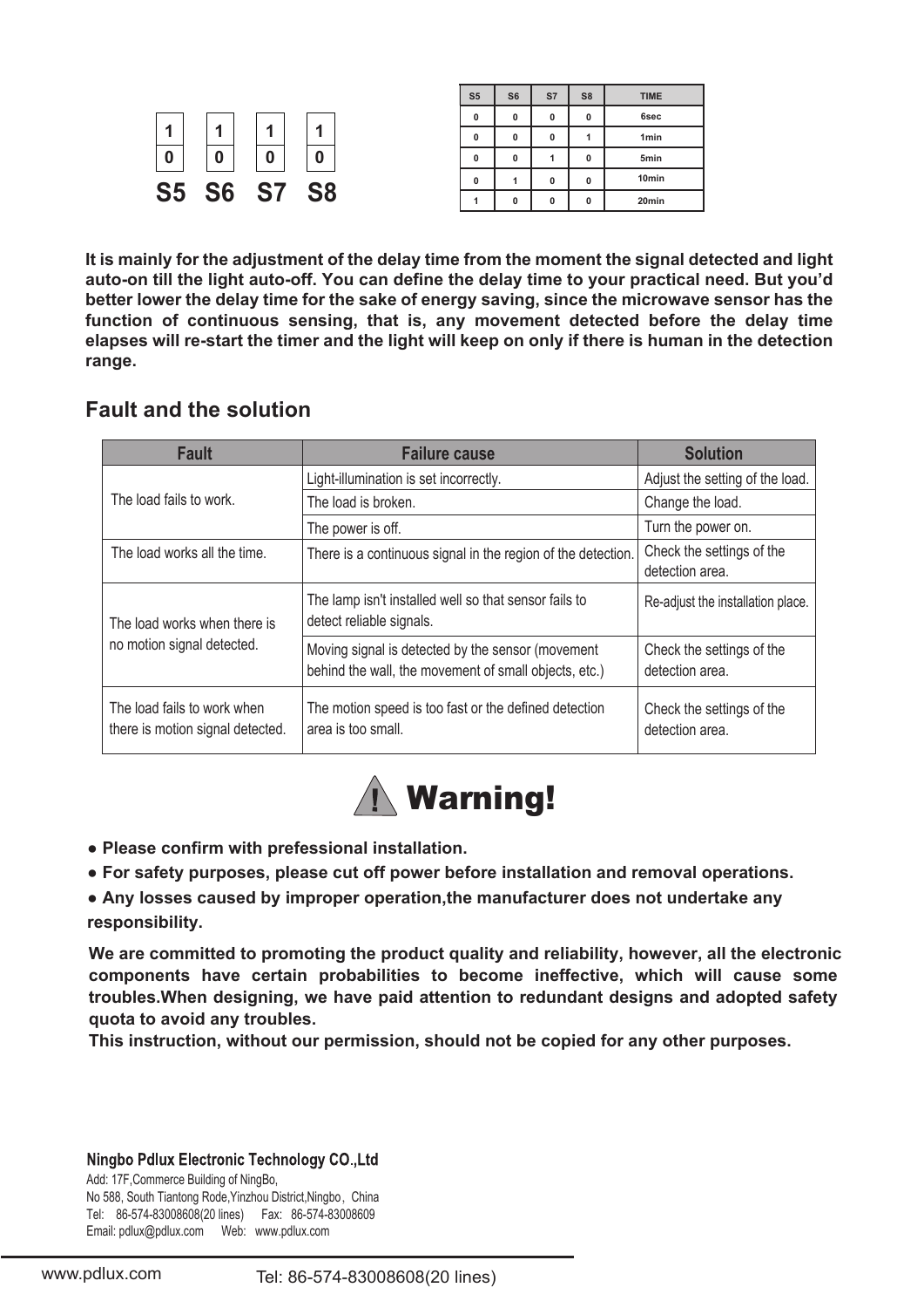| | | | |
|---|---|---|---|
| 1 | 1 | 1 | 1 |
| 0 | 0 | 0 | 0 |
| S5 | S6 | S7 | S8 |

| S5 | S6 | S7 | S8 | TIME |
|---|---|---|---|---|
| 0 | 0 | 0 | 0 | 6sec |
| 0 | 0 | 0 | 1 | 1min |
| 0 | 0 | 1 | 0 | 5min |
| 0 | 1 | 0 | 0 | 10min |
| 1 | 0 | 0 | 0 | 20min |

**It is mainly for the adjustment of the delay time from the moment the signal detected and light auto-on till the light auto-off. You can define the delay time to your practical need. But you'd better lower the delay time for the sake of energy saving, since the microwave sensor has the function of continuous sensing, that is, any movement detected before the delay time elapses will re-start the timer and the light will keep on only if there is human in the detection range.**

## Fault and the solution

| Fault | Failure cause | Solution |
|---|---|---|
| The load fails to work. | Light-illumination is set incorrectly. | Adjust the setting of the load. |
| | The load is broken. | Change the load. |
| | The power is off. | Turn the power on. |
| The load works all the time. | There is a continuous signal in the region of the detection. | Check the settings of the detection area. |
| The load works when there is no motion signal detected. | The lamp isn't installed well so that sensor fails to detect reliable signals. | Re-adjust the installation place. |
| | Moving signal is detected by the sensor (movement behind the wall, the movement of small objects, etc.) | Check the settings of the detection area. |
| The load fails to work when there is motion signal detected. | The motion speed is too fast or the defined detection area is too small. | Check the settings of the detection area. |

# ⚠ Warning!

- **Please confirm with prefessional installation.**
- **For safety purposes, please cut off power before installation and removal operations.**
- **Any losses caused by improper operation,the manufacturer does not undertake any responsibility.**

**We are committed to promoting the product quality and reliability, however, all the electronic components have certain probabilities to become ineffective, which will cause some troubles.When designing, we have paid attention to redundant designs and adopted safety quota to avoid any troubles.**
**This instruction, without our permission, should not be copied for any other purposes.**

**Ningbo Pdlux Electronic Technology CO.,Ltd**
Add: 17F,Commerce Building of NingBo,
No 588, South Tiantong Rode,Yinzhou District,Ningbo，China
Tel: 86-574-83008608(20 lines) Fax: 86-574-83008609
Email: pdlux@pdlux.com Web: www.pdlux.com

www.pdlux.com Tel: 86-574-83008608(20 lines)